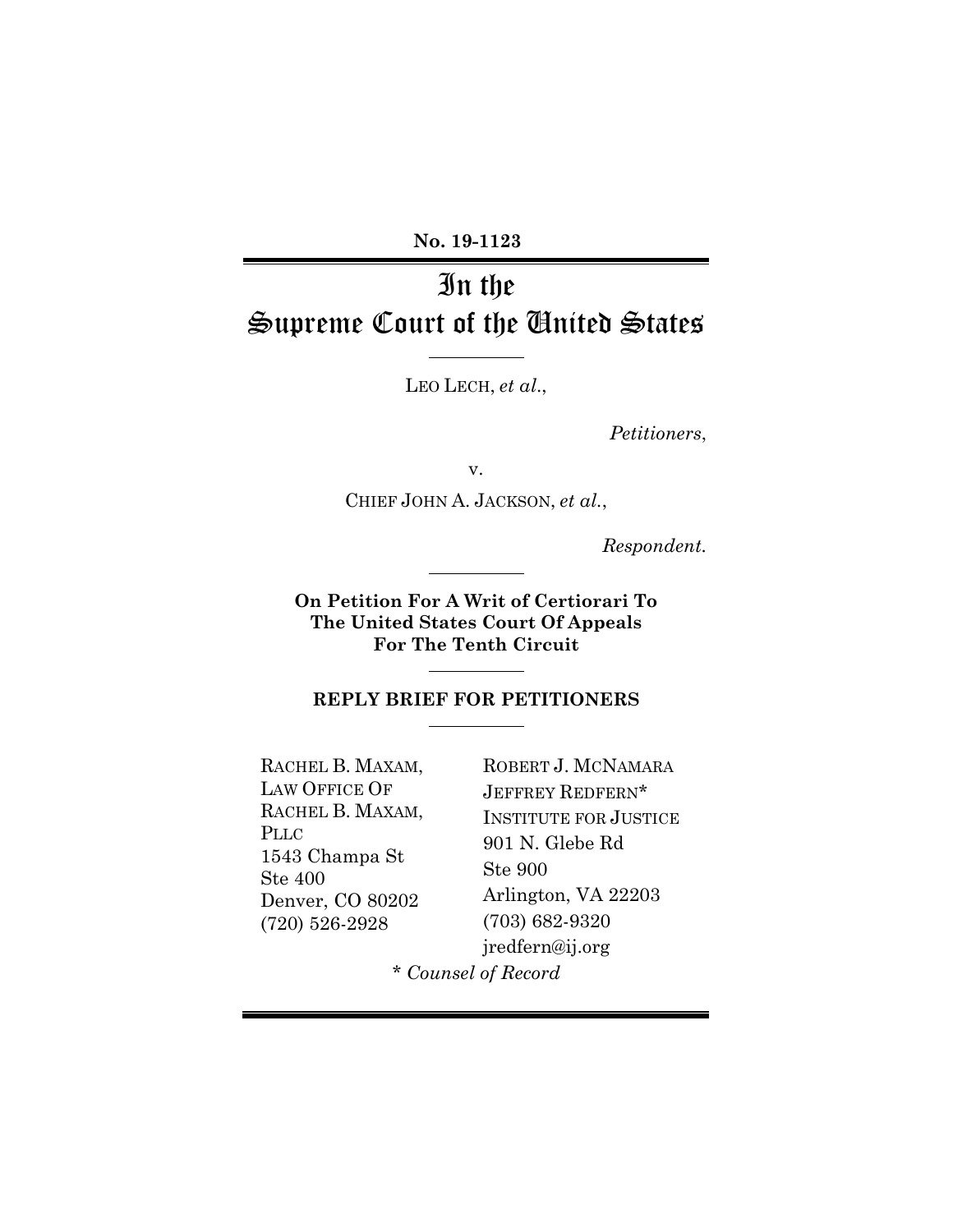**No. 19-1123**

# In the Supreme Court of the United States

LEO LECH, *et al*.,

*Petitioners*,

v.

CHIEF JOHN A. JACKSON, *et al*.,

*Respondent.*

**On Petition For A Writ of Certiorari To The United States Court Of Appeals For The Tenth Circuit**

**REPLY BRIEF FOR PETITIONERS**

RACHEL B. MAXAM,
LAW OFFICE OF RACHEL B. MAXAM, PLLC
1543 Champa St
Ste 400
Denver, CO 80202
(720) 526-2928

ROBERT J. MCNAMARA
JEFFREY REDFERN*
INSTITUTE FOR JUSTICE
901 N. Glebe Rd
Ste 900
Arlington, VA 22203
(703) 682-9320
jredfern@ij.org

\* *Counsel of Record*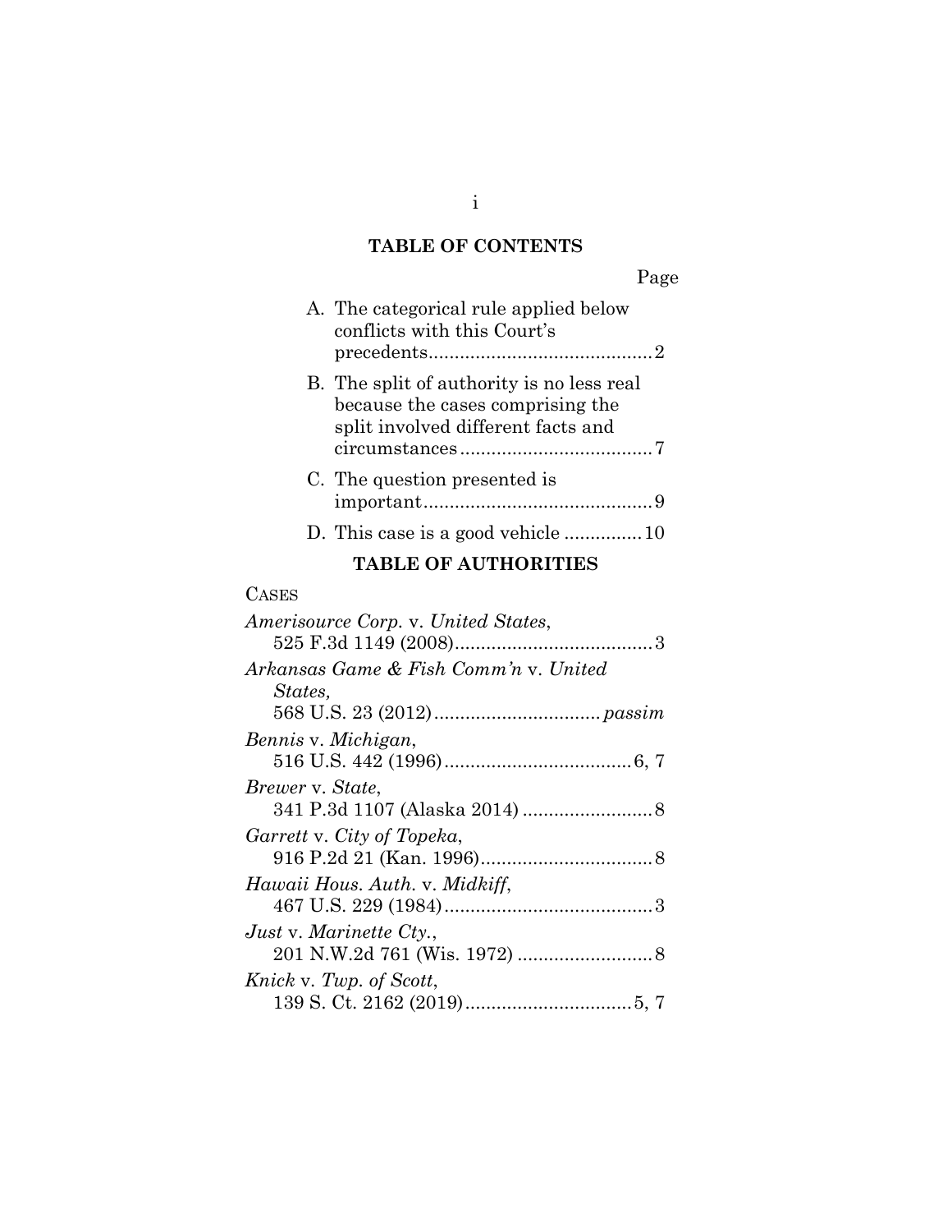## TABLE OF CONTENTS

Page

A. The categorical rule applied below conflicts with this Court's precedents.......................................... 2

B. The split of authority is no less real because the cases comprising the split involved different facts and circumstances.................................... 7

C. The question presented is important............................................ 9

D. This case is a good vehicle .............. 10

## TABLE OF AUTHORITIES

CASES

*Amerisource Corp.* v. *United States*, 525 F.3d 1149 (2008)...................................... 3

*Arkansas Game & Fish Comm'n* v. *United States,* 568 U.S. 23 (2012)............................... *passim*

*Bennis* v. *Michigan*, 516 U.S. 442 (1996).................................... 6, 7

*Brewer* v. *State*, 341 P.3d 1107 (Alaska 2014) ......................... 8

*Garrett* v. *City of Topeka*, 916 P.2d 21 (Kan. 1996)................................. 8

*Hawaii Hous. Auth.* v. *Midkiff*, 467 U.S. 229 (1984)........................................ 3

*Just* v. *Marinette Cty.*, 201 N.W.2d 761 (Wis. 1972) .......................... 8

*Knick* v. *Twp. of Scott*, 139 S. Ct. 2162 (2019)................................ 5, 7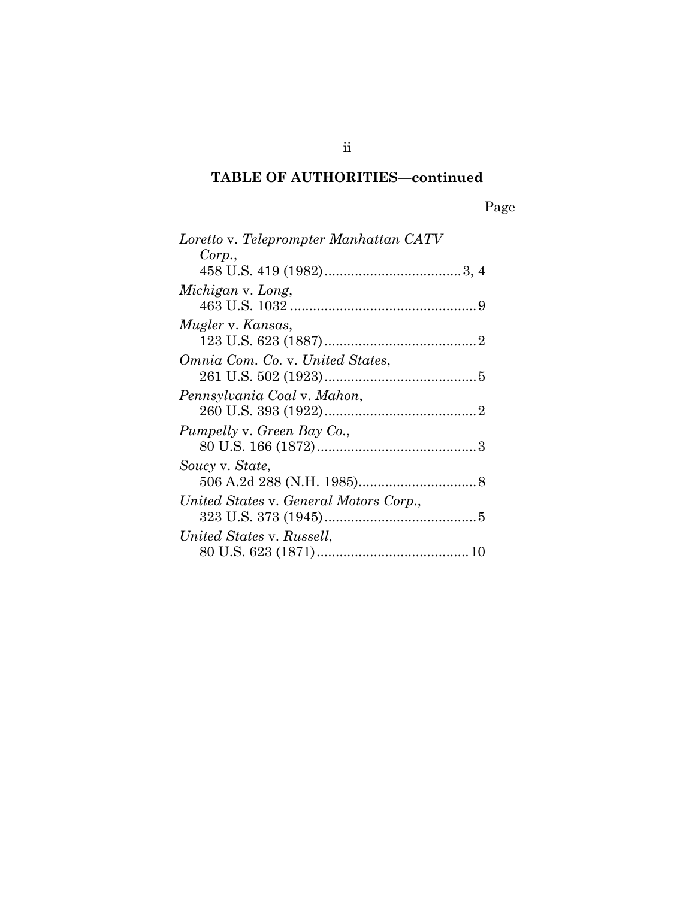**TABLE OF AUTHORITIES—continued**

Page

*Loretto* v. *Teleprompter Manhattan CATV Corp.*,
458 U.S. 419 (1982) .................................... 3, 4

*Michigan* v. *Long*,
463 U.S. 1032 ................................................. 9

*Mugler* v. *Kansas*,
123 U.S. 623 (1887) ........................................ 2

*Omnia Com. Co.* v. *United States*,
261 U.S. 502 (1923) ........................................ 5

*Pennsylvania Coal* v. *Mahon*,
260 U.S. 393 (1922) ........................................ 2

*Pumpelly* v. *Green Bay Co.*,
80 U.S. 166 (1872) .......................................... 3

*Soucy* v. *State*,
506 A.2d 288 (N.H. 1985) ............................... 8

*United States* v. *General Motors Corp.*,
323 U.S. 373 (1945) ........................................ 5

*United States* v. *Russell*,
80 U.S. 623 (1871) ........................................ 10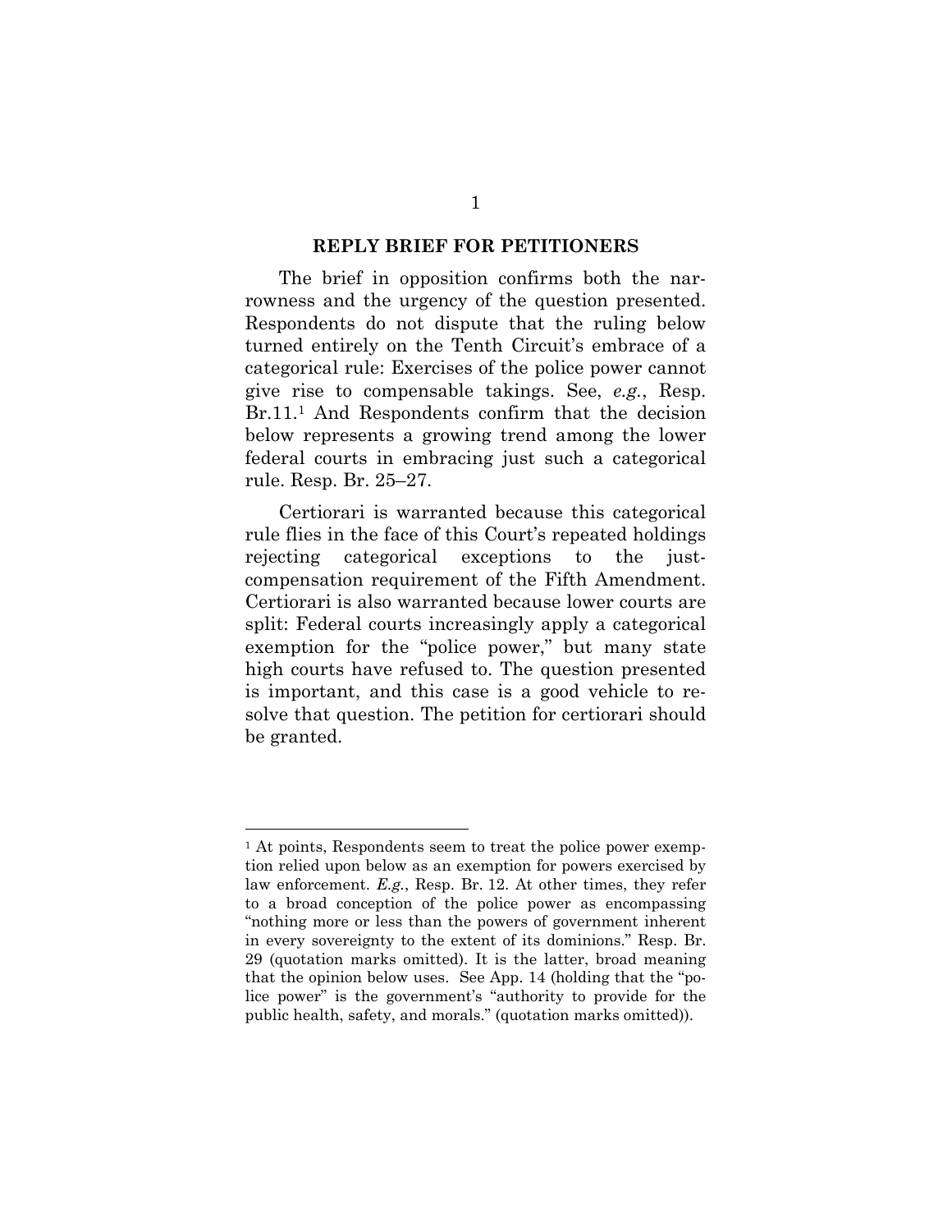## REPLY BRIEF FOR PETITIONERS

The brief in opposition confirms both the narrowness and the urgency of the question presented. Respondents do not dispute that the ruling below turned entirely on the Tenth Circuit's embrace of a categorical rule: Exercises of the police power cannot give rise to compensable takings. See, *e.g.*, Resp. Br.11.[1] And Respondents confirm that the decision below represents a growing trend among the lower federal courts in embracing just such a categorical rule. Resp. Br. 25–27.

Certiorari is warranted because this categorical rule flies in the face of this Court's repeated holdings rejecting categorical exceptions to the just-compensation requirement of the Fifth Amendment. Certiorari is also warranted because lower courts are split: Federal courts increasingly apply a categorical exemption for the "police power," but many state high courts have refused to. The question presented is important, and this case is a good vehicle to resolve that question. The petition for certiorari should be granted.

---

[1] At points, Respondents seem to treat the police power exemption relied upon below as an exemption for powers exercised by law enforcement. *E.g.*, Resp. Br. 12. At other times, they refer to a broad conception of the police power as encompassing "nothing more or less than the powers of government inherent in every sovereignty to the extent of its dominions." Resp. Br. 29 (quotation marks omitted). It is the latter, broad meaning that the opinion below uses. See App. 14 (holding that the "police power" is the government's "authority to provide for the public health, safety, and morals." (quotation marks omitted)).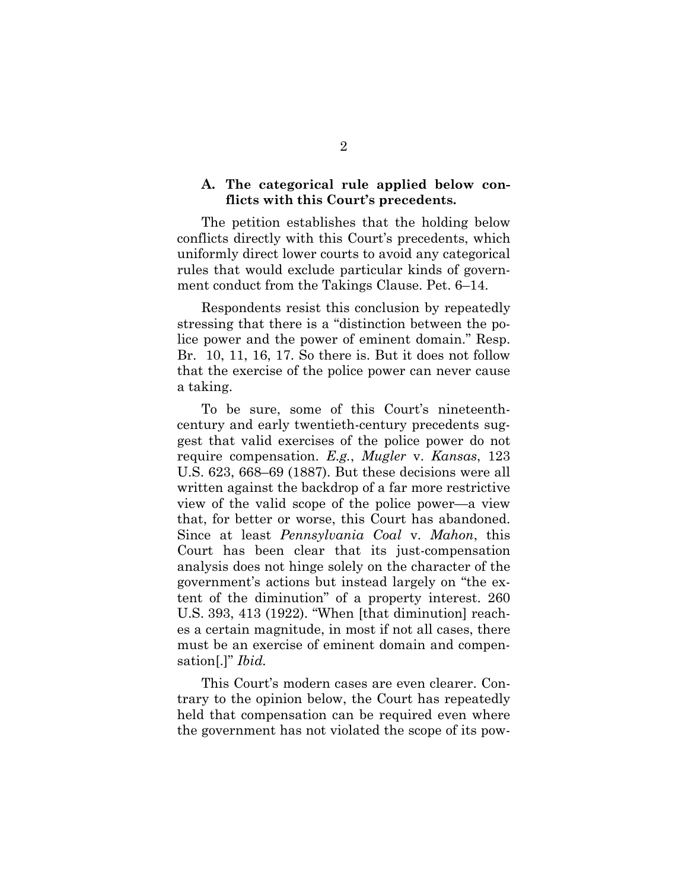### A. The categorical rule applied below conflicts with this Court's precedents.

The petition establishes that the holding below conflicts directly with this Court's precedents, which uniformly direct lower courts to avoid any categorical rules that would exclude particular kinds of government conduct from the Takings Clause. Pet. 6–14.

Respondents resist this conclusion by repeatedly stressing that there is a "distinction between the police power and the power of eminent domain." Resp. Br. 10, 11, 16, 17. So there is. But it does not follow that the exercise of the police power can never cause a taking.

To be sure, some of this Court's nineteenth-century and early twentieth-century precedents suggest that valid exercises of the police power do not require compensation. *E.g.*, *Mugler* v. *Kansas*, 123 U.S. 623, 668–69 (1887). But these decisions were all written against the backdrop of a far more restrictive view of the valid scope of the police power—a view that, for better or worse, this Court has abandoned. Since at least *Pennsylvania Coal* v. *Mahon*, this Court has been clear that its just-compensation analysis does not hinge solely on the character of the government's actions but instead largely on "the extent of the diminution" of a property interest. 260 U.S. 393, 413 (1922). "When [that diminution] reaches a certain magnitude, in most if not all cases, there must be an exercise of eminent domain and compensation[.]" *Ibid.*

This Court's modern cases are even clearer. Contrary to the opinion below, the Court has repeatedly held that compensation can be required even where the government has not violated the scope of its pow-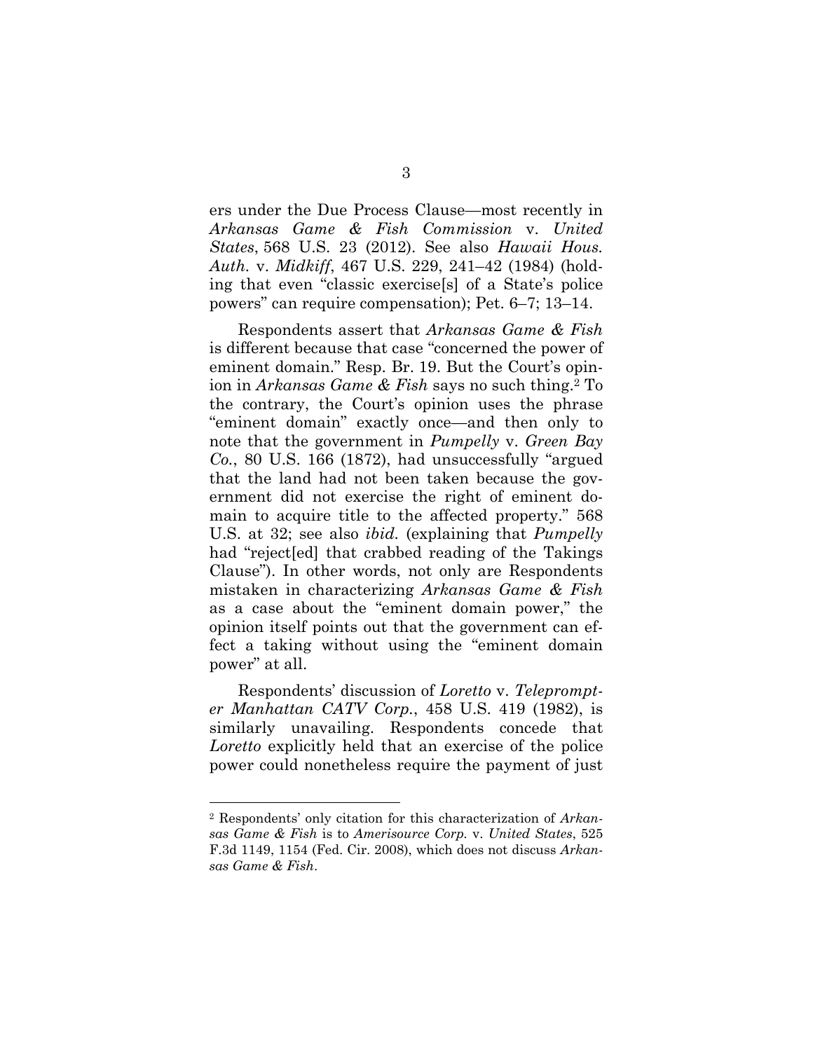ers under the Due Process Clause—most recently in *Arkansas Game & Fish Commission* v. *United States*, 568 U.S. 23 (2012). See also *Hawaii Hous. Auth.* v. *Midkiff*, 467 U.S. 229, 241–42 (1984) (holding that even "classic exercise[s] of a State's police powers" can require compensation); Pet. 6–7; 13–14.

Respondents assert that *Arkansas Game & Fish* is different because that case "concerned the power of eminent domain." Resp. Br. 19. But the Court's opinion in *Arkansas Game & Fish* says no such thing.[2] To the contrary, the Court's opinion uses the phrase "eminent domain" exactly once—and then only to note that the government in *Pumpelly* v. *Green Bay Co.*, 80 U.S. 166 (1872), had unsuccessfully "argued that the land had not been taken because the government did not exercise the right of eminent domain to acquire title to the affected property." 568 U.S. at 32; see also *ibid.* (explaining that *Pumpelly* had "reject[ed] that crabbed reading of the Takings Clause"). In other words, not only are Respondents mistaken in characterizing *Arkansas Game & Fish* as a case about the "eminent domain power," the opinion itself points out that the government can effect a taking without using the "eminent domain power" at all.

Respondents' discussion of *Loretto* v. *Teleprompter Manhattan CATV Corp.*, 458 U.S. 419 (1982), is similarly unavailing. Respondents concede that *Loretto* explicitly held that an exercise of the police power could nonetheless require the payment of just

[2] Respondents' only citation for this characterization of *Arkansas Game & Fish* is to *Amerisource Corp.* v. *United States*, 525 F.3d 1149, 1154 (Fed. Cir. 2008), which does not discuss *Arkansas Game & Fish*.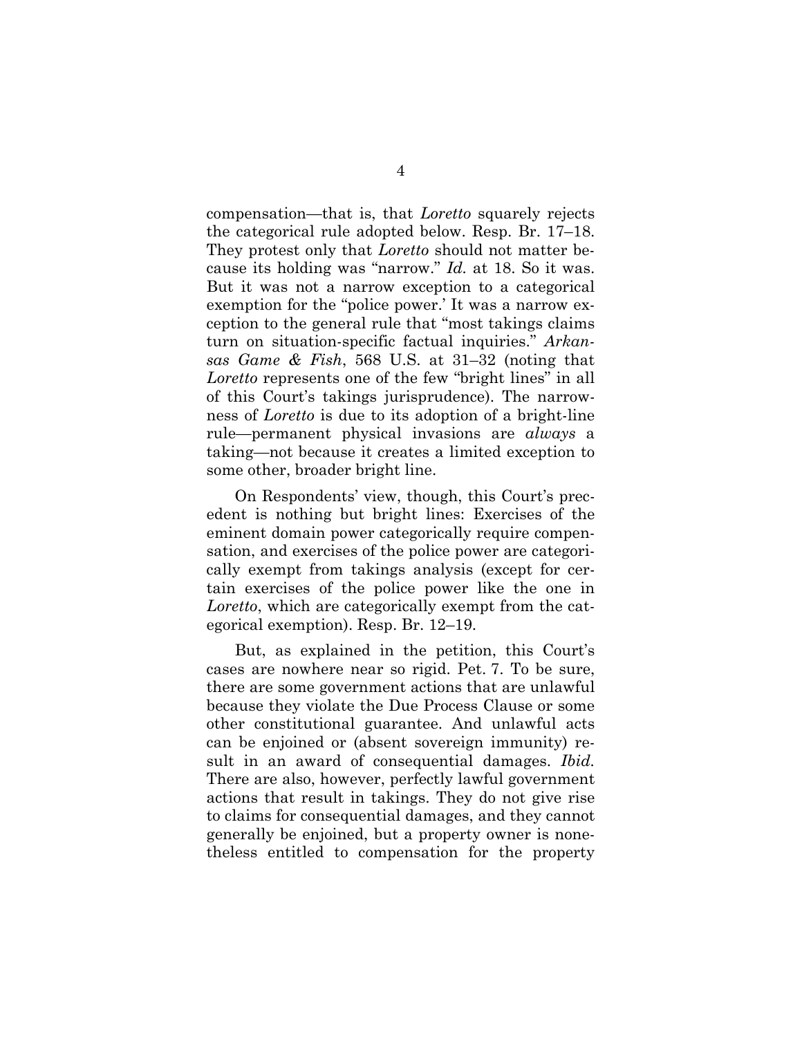compensation—that is, that *Loretto* squarely rejects the categorical rule adopted below. Resp. Br. 17–18. They protest only that *Loretto* should not matter because its holding was "narrow." *Id.* at 18. So it was. But it was not a narrow exception to a categorical exemption for the "police power.' It was a narrow exception to the general rule that "most takings claims turn on situation-specific factual inquiries." *Arkansas Game & Fish*, 568 U.S. at 31–32 (noting that *Loretto* represents one of the few "bright lines" in all of this Court's takings jurisprudence). The narrowness of *Loretto* is due to its adoption of a bright-line rule—permanent physical invasions are *always* a taking—not because it creates a limited exception to some other, broader bright line.

On Respondents' view, though, this Court's precedent is nothing but bright lines: Exercises of the eminent domain power categorically require compensation, and exercises of the police power are categorically exempt from takings analysis (except for certain exercises of the police power like the one in *Loretto*, which are categorically exempt from the categorical exemption). Resp. Br. 12–19.

But, as explained in the petition, this Court's cases are nowhere near so rigid. Pet. 7. To be sure, there are some government actions that are unlawful because they violate the Due Process Clause or some other constitutional guarantee. And unlawful acts can be enjoined or (absent sovereign immunity) result in an award of consequential damages. *Ibid.* There are also, however, perfectly lawful government actions that result in takings. They do not give rise to claims for consequential damages, and they cannot generally be enjoined, but a property owner is nonetheless entitled to compensation for the property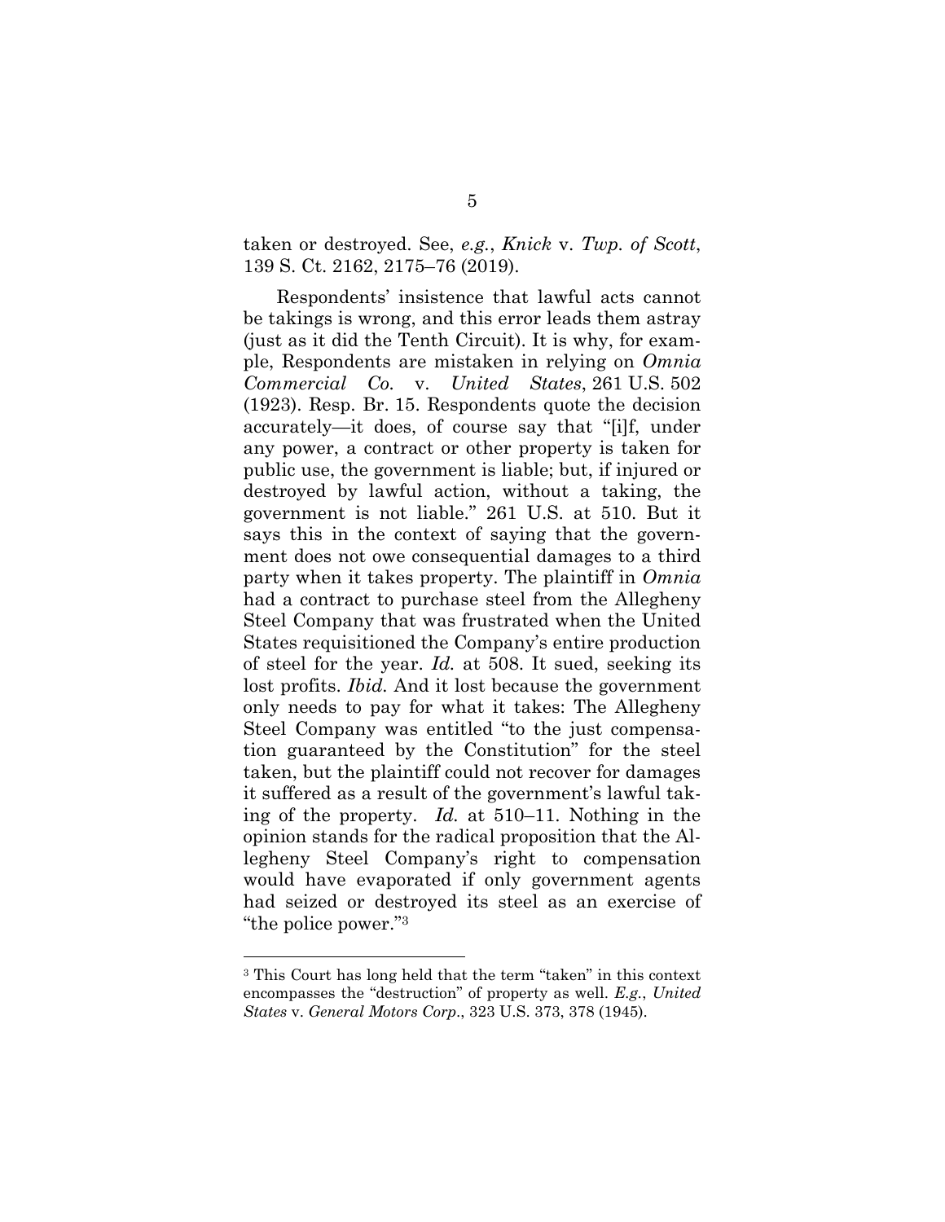taken or destroyed. See, *e.g.*, *Knick* v. *Twp. of Scott*, 139 S. Ct. 2162, 2175–76 (2019).

Respondents' insistence that lawful acts cannot be takings is wrong, and this error leads them astray (just as it did the Tenth Circuit). It is why, for example, Respondents are mistaken in relying on *Omnia Commercial Co.* v. *United States*, 261 U.S. 502 (1923). Resp. Br. 15. Respondents quote the decision accurately—it does, of course say that "[i]f, under any power, a contract or other property is taken for public use, the government is liable; but, if injured or destroyed by lawful action, without a taking, the government is not liable." 261 U.S. at 510. But it says this in the context of saying that the government does not owe consequential damages to a third party when it takes property. The plaintiff in *Omnia* had a contract to purchase steel from the Allegheny Steel Company that was frustrated when the United States requisitioned the Company's entire production of steel for the year. *Id.* at 508. It sued, seeking its lost profits. *Ibid.* And it lost because the government only needs to pay for what it takes: The Allegheny Steel Company was entitled "to the just compensation guaranteed by the Constitution" for the steel taken, but the plaintiff could not recover for damages it suffered as a result of the government's lawful taking of the property. *Id.* at 510–11. Nothing in the opinion stands for the radical proposition that the Allegheny Steel Company's right to compensation would have evaporated if only government agents had seized or destroyed its steel as an exercise of "the police power."[3]

---

[3] This Court has long held that the term "taken" in this context encompasses the "destruction" of property as well. *E.g.*, *United States* v. *General Motors Corp.*, 323 U.S. 373, 378 (1945).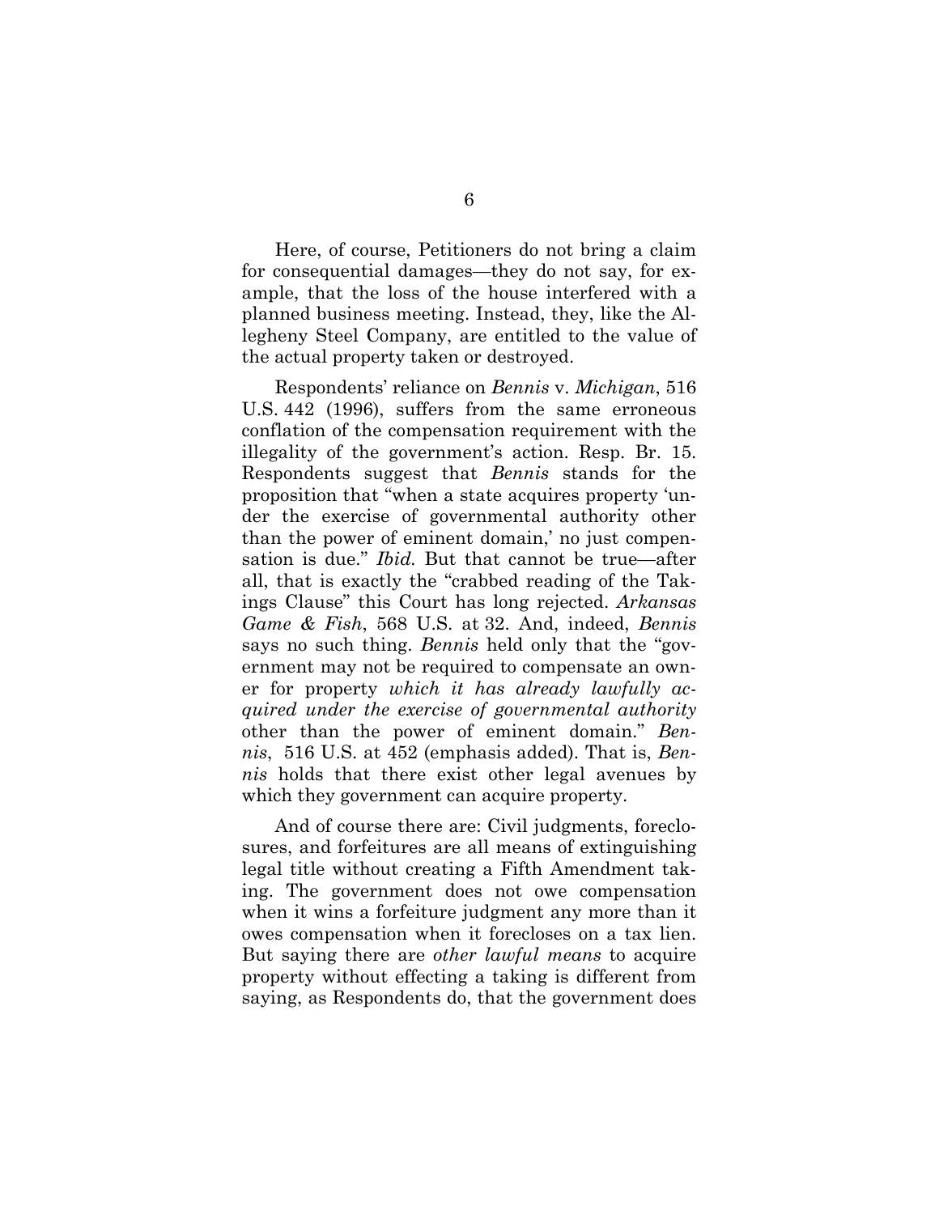Here, of course, Petitioners do not bring a claim for consequential damages—they do not say, for example, that the loss of the house interfered with a planned business meeting. Instead, they, like the Allegheny Steel Company, are entitled to the value of the actual property taken or destroyed.

Respondents' reliance on *Bennis* v. *Michigan*, 516 U.S. 442 (1996), suffers from the same erroneous conflation of the compensation requirement with the illegality of the government's action. Resp. Br. 15. Respondents suggest that *Bennis* stands for the proposition that "when a state acquires property 'under the exercise of governmental authority other than the power of eminent domain,' no just compensation is due." *Ibid.* But that cannot be true—after all, that is exactly the "crabbed reading of the Takings Clause" this Court has long rejected. *Arkansas Game & Fish*, 568 U.S. at 32. And, indeed, *Bennis* says no such thing. *Bennis* held only that the "government may not be required to compensate an owner for property *which it has already lawfully acquired under the exercise of governmental authority* other than the power of eminent domain." *Bennis*, 516 U.S. at 452 (emphasis added). That is, *Bennis* holds that there exist other legal avenues by which they government can acquire property.

And of course there are: Civil judgments, foreclosures, and forfeitures are all means of extinguishing legal title without creating a Fifth Amendment taking. The government does not owe compensation when it wins a forfeiture judgment any more than it owes compensation when it forecloses on a tax lien. But saying there are *other lawful means* to acquire property without effecting a taking is different from saying, as Respondents do, that the government does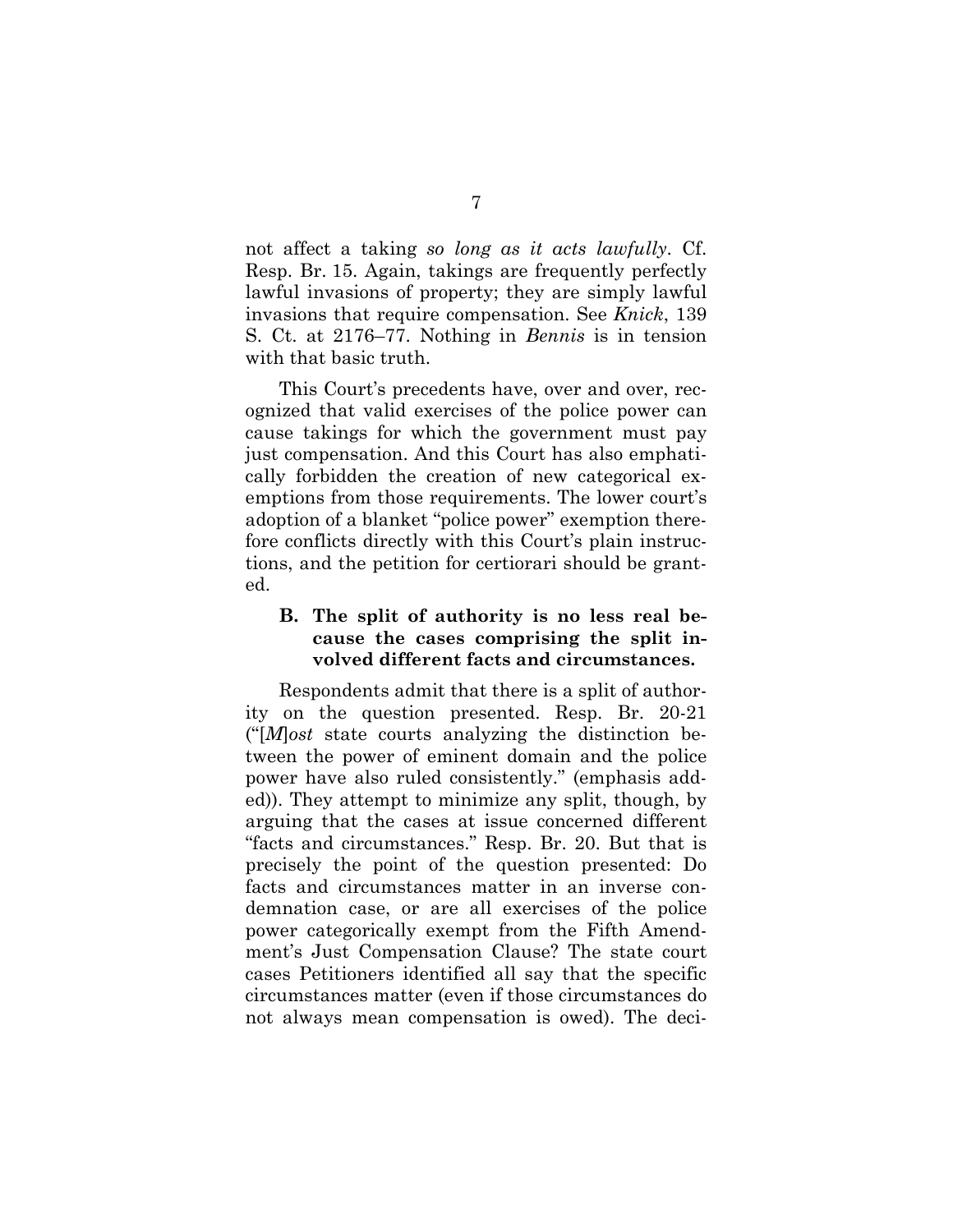not affect a taking *so long as it acts lawfully*. Cf. Resp. Br. 15. Again, takings are frequently perfectly lawful invasions of property; they are simply lawful invasions that require compensation. See *Knick*, 139 S. Ct. at 2176–77. Nothing in *Bennis* is in tension with that basic truth.

This Court's precedents have, over and over, recognized that valid exercises of the police power can cause takings for which the government must pay just compensation. And this Court has also emphatically forbidden the creation of new categorical exemptions from those requirements. The lower court's adoption of a blanket "police power" exemption therefore conflicts directly with this Court's plain instructions, and the petition for certiorari should be granted.

### B. The split of authority is no less real because the cases comprising the split involved different facts and circumstances.

Respondents admit that there is a split of authority on the question presented. Resp. Br. 20-21 ("[*M*]*ost* state courts analyzing the distinction between the power of eminent domain and the police power have also ruled consistently." (emphasis added)). They attempt to minimize any split, though, by arguing that the cases at issue concerned different "facts and circumstances." Resp. Br. 20. But that is precisely the point of the question presented: Do facts and circumstances matter in an inverse condemnation case, or are all exercises of the police power categorically exempt from the Fifth Amendment's Just Compensation Clause? The state court cases Petitioners identified all say that the specific circumstances matter (even if those circumstances do not always mean compensation is owed). The deci-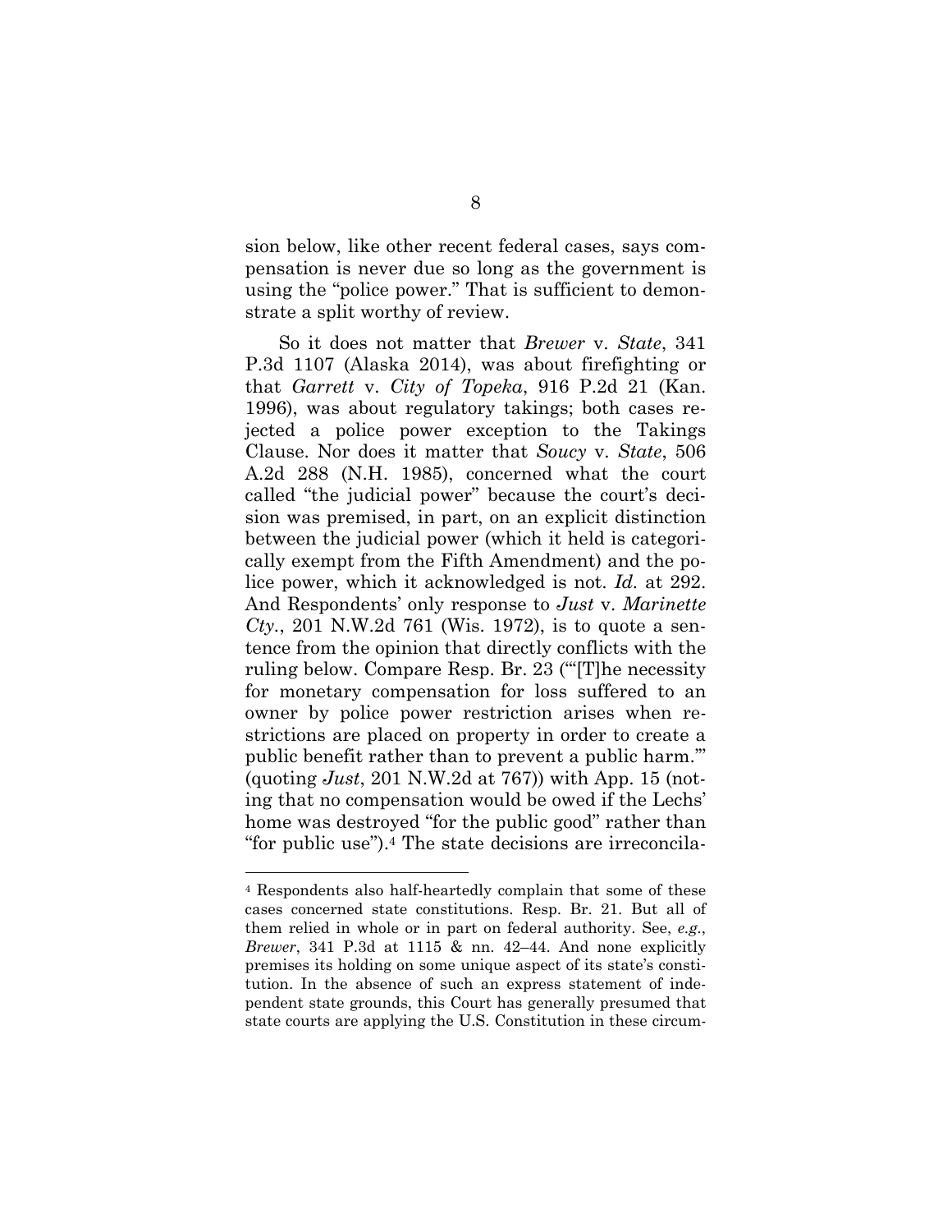sion below, like other recent federal cases, says compensation is never due so long as the government is using the "police power." That is sufficient to demonstrate a split worthy of review.

So it does not matter that *Brewer* v. *State*, 341 P.3d 1107 (Alaska 2014), was about firefighting or that *Garrett* v. *City of Topeka*, 916 P.2d 21 (Kan. 1996), was about regulatory takings; both cases rejected a police power exception to the Takings Clause. Nor does it matter that *Soucy* v. *State*, 506 A.2d 288 (N.H. 1985), concerned what the court called "the judicial power" because the court's decision was premised, in part, on an explicit distinction between the judicial power (which it held is categorically exempt from the Fifth Amendment) and the police power, which it acknowledged is not. *Id.* at 292. And Respondents' only response to *Just* v. *Marinette Cty.*, 201 N.W.2d 761 (Wis. 1972), is to quote a sentence from the opinion that directly conflicts with the ruling below. Compare Resp. Br. 23 ("'[T]he necessity for monetary compensation for loss suffered to an owner by police power restriction arises when restrictions are placed on property in order to create a public benefit rather than to prevent a public harm.'" (quoting *Just*, 201 N.W.2d at 767)) with App. 15 (noting that no compensation would be owed if the Lechs' home was destroyed "for the public good" rather than "for public use").[4] The state decisions are irreconcila-

[4] Respondents also half-heartedly complain that some of these cases concerned state constitutions. Resp. Br. 21. But all of them relied in whole or in part on federal authority. See, *e.g.*, *Brewer*, 341 P.3d at 1115 & nn. 42–44. And none explicitly premises its holding on some unique aspect of its state's constitution. In the absence of such an express statement of independent state grounds, this Court has generally presumed that state courts are applying the U.S. Constitution in these circum-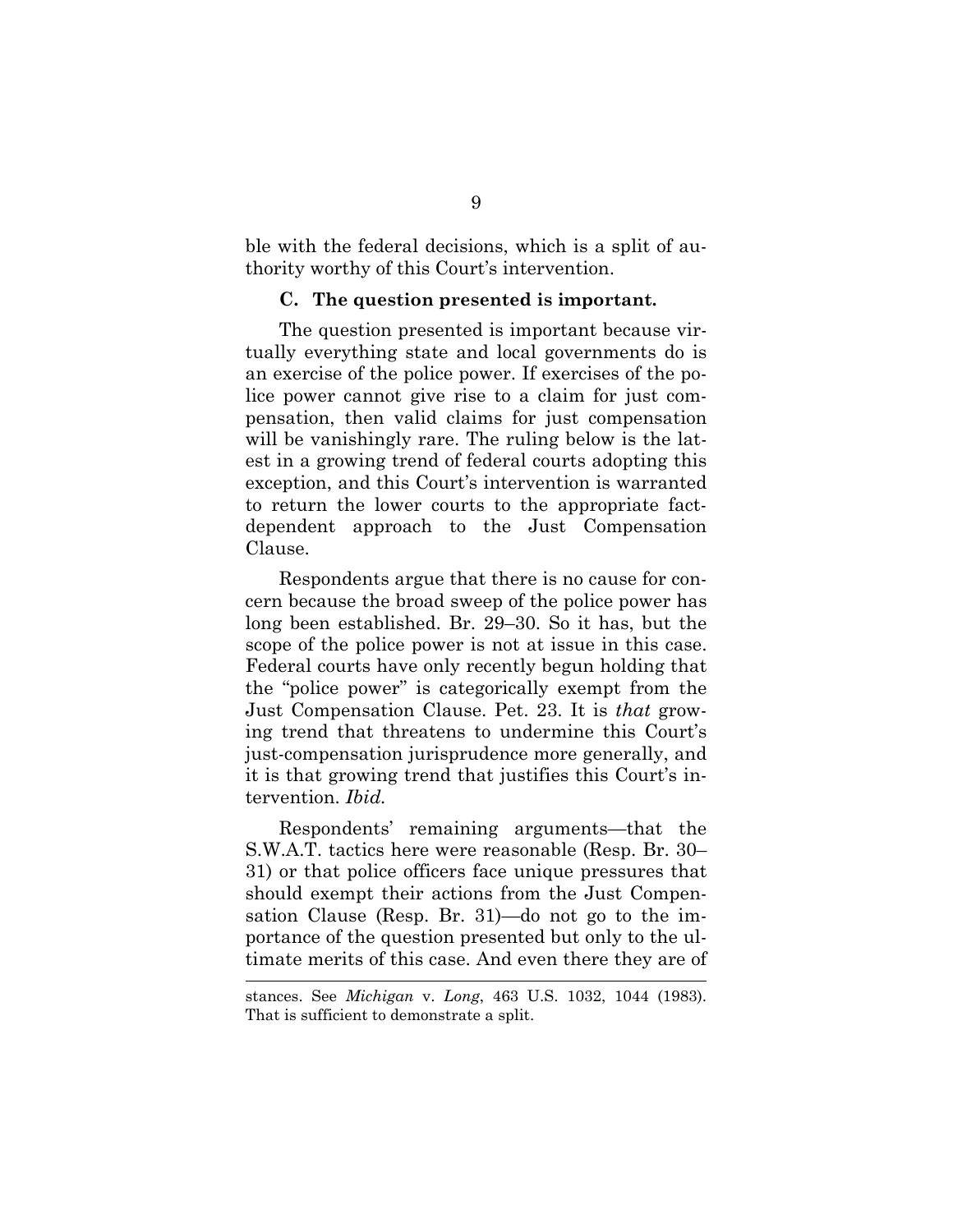ble with the federal decisions, which is a split of authority worthy of this Court's intervention.

### C. The question presented is important.

The question presented is important because virtually everything state and local governments do is an exercise of the police power. If exercises of the police power cannot give rise to a claim for just compensation, then valid claims for just compensation will be vanishingly rare. The ruling below is the latest in a growing trend of federal courts adopting this exception, and this Court's intervention is warranted to return the lower courts to the appropriate fact-dependent approach to the Just Compensation Clause.

Respondents argue that there is no cause for concern because the broad sweep of the police power has long been established. Br. 29–30. So it has, but the scope of the police power is not at issue in this case. Federal courts have only recently begun holding that the "police power" is categorically exempt from the Just Compensation Clause. Pet. 23. It is *that* growing trend that threatens to undermine this Court's just-compensation jurisprudence more generally, and it is that growing trend that justifies this Court's intervention. *Ibid.*

Respondents' remaining arguments—that the S.W.A.T. tactics here were reasonable (Resp. Br. 30–31) or that police officers face unique pressures that should exempt their actions from the Just Compensation Clause (Resp. Br. 31)—do not go to the importance of the question presented but only to the ultimate merits of this case. And even there they are of

---

stances. See *Michigan* v. *Long*, 463 U.S. 1032, 1044 (1983). That is sufficient to demonstrate a split.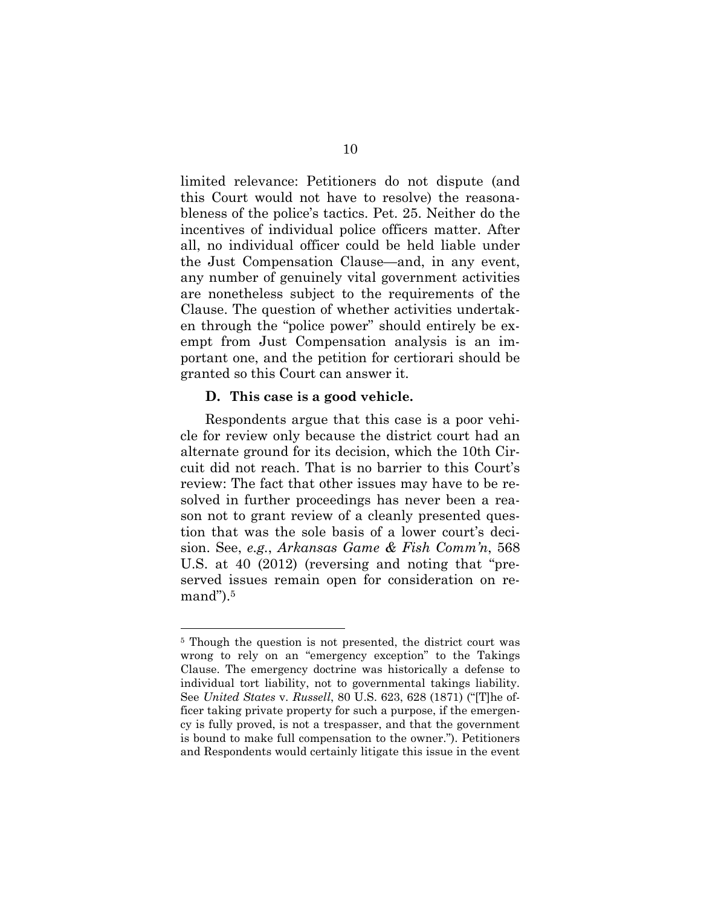limited relevance: Petitioners do not dispute (and this Court would not have to resolve) the reasonableness of the police's tactics. Pet. 25. Neither do the incentives of individual police officers matter. After all, no individual officer could be held liable under the Just Compensation Clause—and, in any event, any number of genuinely vital government activities are nonetheless subject to the requirements of the Clause. The question of whether activities undertaken through the "police power" should entirely be exempt from Just Compensation analysis is an important one, and the petition for certiorari should be granted so this Court can answer it.

### D. This case is a good vehicle.

Respondents argue that this case is a poor vehicle for review only because the district court had an alternate ground for its decision, which the 10th Circuit did not reach. That is no barrier to this Court's review: The fact that other issues may have to be resolved in further proceedings has never been a reason not to grant review of a cleanly presented question that was the sole basis of a lower court's decision. See, *e.g.*, *Arkansas Game & Fish Comm'n*, 568 U.S. at 40 (2012) (reversing and noting that "preserved issues remain open for consideration on remand").[5]

---

[5] Though the question is not presented, the district court was wrong to rely on an "emergency exception" to the Takings Clause. The emergency doctrine was historically a defense to individual tort liability, not to governmental takings liability. See *United States* v. *Russell*, 80 U.S. 623, 628 (1871) ("[T]he officer taking private property for such a purpose, if the emergency is fully proved, is not a trespasser, and that the government is bound to make full compensation to the owner."). Petitioners and Respondents would certainly litigate this issue in the event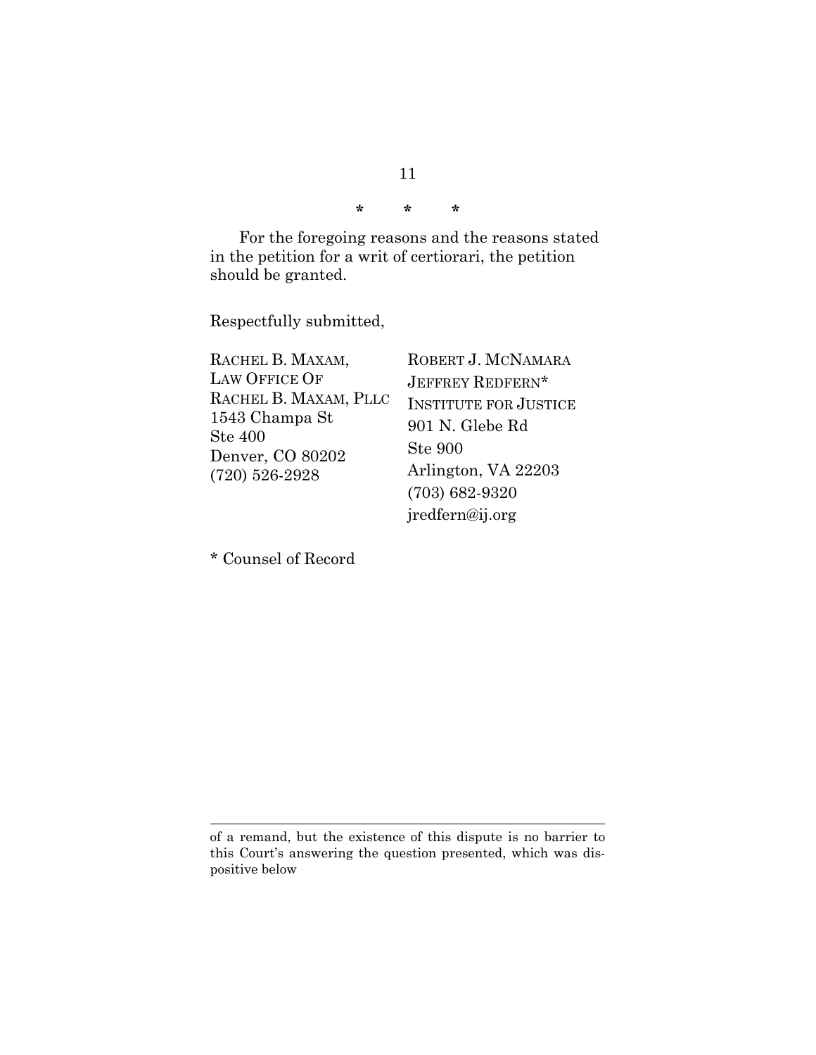\* \* \*

For the foregoing reasons and the reasons stated in the petition for a writ of certiorari, the petition should be granted.

Respectfully submitted,

RACHEL B. MAXAM,
LAW OFFICE OF
RACHEL B. MAXAM, PLLC
1543 Champa St
Ste 400
Denver, CO 80202
(720) 526-2928

ROBERT J. MCNAMARA
JEFFREY REDFERN*
INSTITUTE FOR JUSTICE
901 N. Glebe Rd
Ste 900
Arlington, VA 22203
(703) 682-9320
jredfern@ij.org

\* Counsel of Record

---

of a remand, but the existence of this dispute is no barrier to this Court's answering the question presented, which was dispositive below